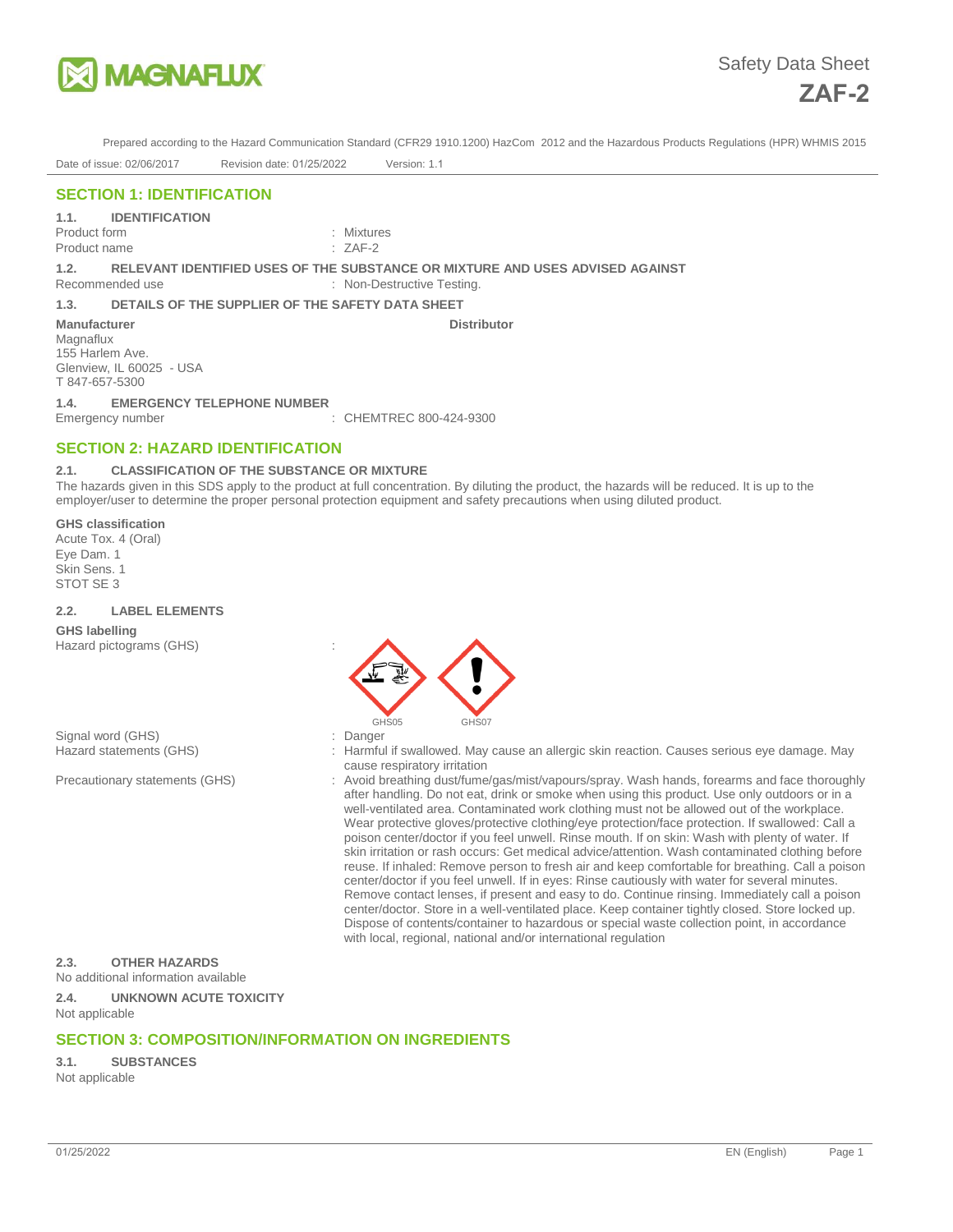Safety Data Sheet

# ZAF-2

Prepared according to the Hazard Communication Standard (CFR29 1910.1200) HazCom 2012 and the Hazardous Products Regulations (HPR) WHMIS 2015

Date of issue: 02/06/2017 Revision date: 01/25/2022 Version: 1.1

## SECTION 1: IDENTIFICATION

### 1.1. IDENTIFICATION

Product form : Mixtures

Product name : ZAF-2

### 1.2. RELEVANT IDENTIFIED USES OF THE SUBSTANCE OR MIXTURE AND USES ADVISED AGAINST

Recommended use : Non-Destructive Testing.

### 1.3. DETAILS OF THE SUPPLIER OF THE SAFETY DATA SHEET

**Manufacturer**
Magnaflux
155 Harlem Ave.
Glenview, IL 60025 - USA
T 847-657-5300

**Distributor**

### 1.4. EMERGENCY TELEPHONE NUMBER

Emergency number : CHEMTREC 800-424-9300

## SECTION 2: HAZARD IDENTIFICATION

### 2.1. CLASSIFICATION OF THE SUBSTANCE OR MIXTURE

The hazards given in this SDS apply to the product at full concentration. By diluting the product, the hazards will be reduced. It is up to the employer/user to determine the proper personal protection equipment and safety precautions when using diluted product.

**GHS classification**

Acute Tox. 4 (Oral)
Eye Dam. 1
Skin Sens. 1
STOT SE 3

### 2.2. LABEL ELEMENTS

**GHS labelling**

Hazard pictograms (GHS) :

GHS05 GHS07

Signal word (GHS) : Danger

Hazard statements (GHS) : Harmful if swallowed. May cause an allergic skin reaction. Causes serious eye damage. May cause respiratory irritation

Precautionary statements (GHS) : Avoid breathing dust/fume/gas/mist/vapours/spray. Wash hands, forearms and face thoroughly after handling. Do not eat, drink or smoke when using this product. Use only outdoors or in a well-ventilated area. Contaminated work clothing must not be allowed out of the workplace. Wear protective gloves/protective clothing/eye protection/face protection. If swallowed: Call a poison center/doctor if you feel unwell. Rinse mouth. If on skin: Wash with plenty of water. If skin irritation or rash occurs: Get medical advice/attention. Wash contaminated clothing before reuse. If inhaled: Remove person to fresh air and keep comfortable for breathing. Call a poison center/doctor if you feel unwell. If in eyes: Rinse cautiously with water for several minutes. Remove contact lenses, if present and easy to do. Continue rinsing. Immediately call a poison center/doctor. Store in a well-ventilated place. Keep container tightly closed. Store locked up. Dispose of contents/container to hazardous or special waste collection point, in accordance with local, regional, national and/or international regulation

### 2.3. OTHER HAZARDS

No additional information available

### 2.4. UNKNOWN ACUTE TOXICITY

Not applicable

## SECTION 3: COMPOSITION/INFORMATION ON INGREDIENTS

### 3.1. SUBSTANCES

Not applicable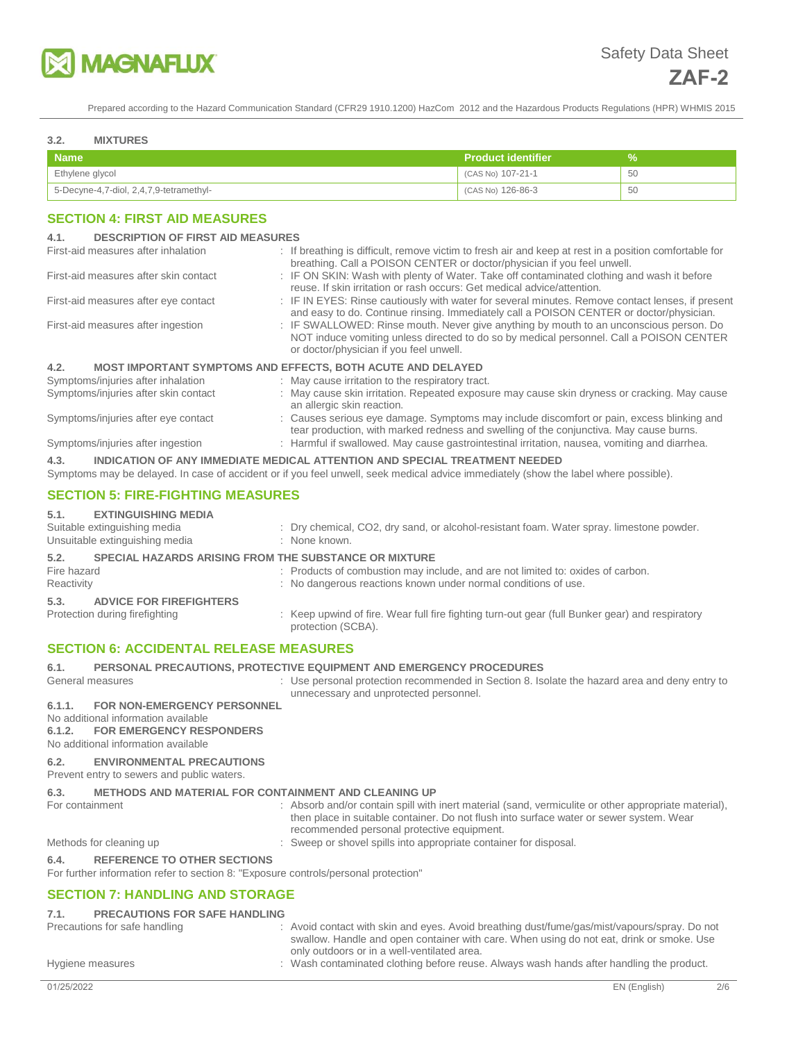### 3.2. MIXTURES

| Name | Product identifier | % |
|---|---|---|
| Ethylene glycol | (CAS No) 107-21-1 | 50 |
| 5-Decyne-4,7-diol, 2,4,7,9-tetramethyl- | (CAS No) 126-86-3 | 50 |

## SECTION 4: FIRST AID MEASURES

### 4.1. DESCRIPTION OF FIRST AID MEASURES

First-aid measures after inhalation : If breathing is difficult, remove victim to fresh air and keep at rest in a position comfortable for breathing. Call a POISON CENTER or doctor/physician if you feel unwell.

First-aid measures after skin contact : IF ON SKIN: Wash with plenty of Water. Take off contaminated clothing and wash it before reuse. If skin irritation or rash occurs: Get medical advice/attention.

First-aid measures after eye contact : IF IN EYES: Rinse cautiously with water for several minutes. Remove contact lenses, if present and easy to do. Continue rinsing. Immediately call a POISON CENTER or doctor/physician.

First-aid measures after ingestion : IF SWALLOWED: Rinse mouth. Never give anything by mouth to an unconscious person. Do NOT induce vomiting unless directed to do so by medical personnel. Call a POISON CENTER or doctor/physician if you feel unwell.

### 4.2. MOST IMPORTANT SYMPTOMS AND EFFECTS, BOTH ACUTE AND DELAYED

Symptoms/injuries after inhalation : May cause irritation to the respiratory tract.

Symptoms/injuries after skin contact : May cause skin irritation. Repeated exposure may cause skin dryness or cracking. May cause an allergic skin reaction.

Symptoms/injuries after eye contact : Causes serious eye damage. Symptoms may include discomfort or pain, excess blinking and tear production, with marked redness and swelling of the conjunctiva. May cause burns.

Symptoms/injuries after ingestion : Harmful if swallowed. May cause gastrointestinal irritation, nausea, vomiting and diarrhea.

### 4.3. INDICATION OF ANY IMMEDIATE MEDICAL ATTENTION AND SPECIAL TREATMENT NEEDED

Symptoms may be delayed. In case of accident or if you feel unwell, seek medical advice immediately (show the label where possible).

## SECTION 5: FIRE-FIGHTING MEASURES

### 5.1. EXTINGUISHING MEDIA

Suitable extinguishing media : Dry chemical, CO2, dry sand, or alcohol-resistant foam. Water spray. limestone powder.

Unsuitable extinguishing media : None known.

### 5.2. SPECIAL HAZARDS ARISING FROM THE SUBSTANCE OR MIXTURE

Fire hazard : Products of combustion may include, and are not limited to: oxides of carbon.

Reactivity : No dangerous reactions known under normal conditions of use.

### 5.3. ADVICE FOR FIREFIGHTERS

Protection during firefighting : Keep upwind of fire. Wear full fire fighting turn-out gear (full Bunker gear) and respiratory protection (SCBA).

## SECTION 6: ACCIDENTAL RELEASE MEASURES

### 6.1. PERSONAL PRECAUTIONS, PROTECTIVE EQUIPMENT AND EMERGENCY PROCEDURES

General measures : Use personal protection recommended in Section 8. Isolate the hazard area and deny entry to unnecessary and unprotected personnel.

#### 6.1.1. FOR NON-EMERGENCY PERSONNEL

No additional information available

#### 6.1.2. FOR EMERGENCY RESPONDERS

No additional information available

### 6.2. ENVIRONMENTAL PRECAUTIONS

Prevent entry to sewers and public waters.

### 6.3. METHODS AND MATERIAL FOR CONTAINMENT AND CLEANING UP

For containment : Absorb and/or contain spill with inert material (sand, vermiculite or other appropriate material), then place in suitable container. Do not flush into surface water or sewer system. Wear recommended personal protective equipment.

Methods for cleaning up : Sweep or shovel spills into appropriate container for disposal.

### 6.4. REFERENCE TO OTHER SECTIONS

For further information refer to section 8: "Exposure controls/personal protection"

## SECTION 7: HANDLING AND STORAGE

### 7.1. PRECAUTIONS FOR SAFE HANDLING

Precautions for safe handling : Avoid contact with skin and eyes. Avoid breathing dust/fume/gas/mist/vapours/spray. Do not swallow. Handle and open container with care. When using do not eat, drink or smoke. Use only outdoors or in a well-ventilated area.

Hygiene measures : Wash contaminated clothing before reuse. Always wash hands after handling the product.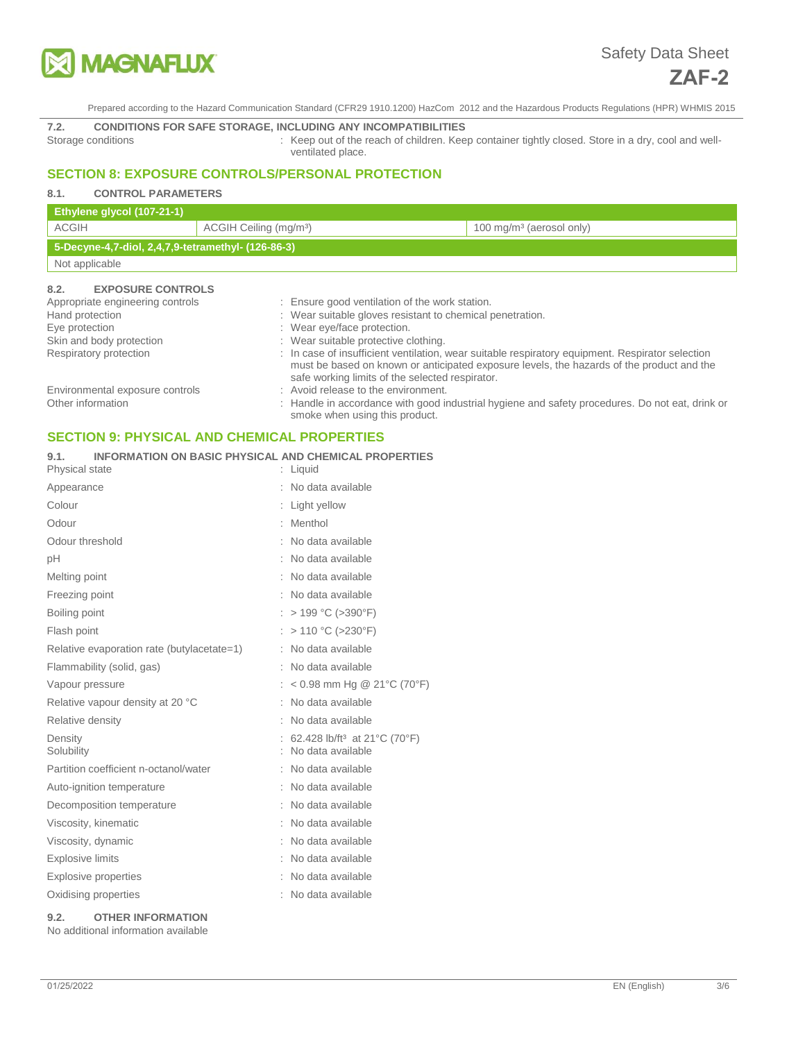### 7.2. CONDITIONS FOR SAFE STORAGE, INCLUDING ANY INCOMPATIBILITIES

Storage conditions : Keep out of the reach of children. Keep container tightly closed. Store in a dry, cool and well-ventilated place.

## SECTION 8: EXPOSURE CONTROLS/PERSONAL PROTECTION

### 8.1. CONTROL PARAMETERS

| Ethylene glycol (107-21-1) | | |
|---|---|---|
| ACGIH | ACGIH Ceiling (mg/m³) | 100 mg/m³ (aerosol only) |
| **5-Decyne-4,7-diol, 2,4,7,9-tetramethyl- (126-86-3)** | | |
| Not applicable | | |

### 8.2. EXPOSURE CONTROLS

Appropriate engineering controls : Ensure good ventilation of the work station.

Hand protection : Wear suitable gloves resistant to chemical penetration.

Eye protection : Wear eye/face protection.

Skin and body protection : Wear suitable protective clothing.

Respiratory protection : In case of insufficient ventilation, wear suitable respiratory equipment. Respirator selection must be based on known or anticipated exposure levels, the hazards of the product and the safe working limits of the selected respirator.

Environmental exposure controls : Avoid release to the environment.

Other information : Handle in accordance with good industrial hygiene and safety procedures. Do not eat, drink or smoke when using this product.

## SECTION 9: PHYSICAL AND CHEMICAL PROPERTIES

### 9.1. INFORMATION ON BASIC PHYSICAL AND CHEMICAL PROPERTIES

Physical state : Liquid

Appearance : No data available

Colour : Light yellow

Odour : Menthol

Odour threshold : No data available

pH : No data available

Melting point : No data available

Freezing point : No data available

Boiling point : > 199 °C (>390°F)

Flash point : > 110 °C (>230°F)

Relative evaporation rate (butylacetate=1) : No data available

Flammability (solid, gas) : No data available

Vapour pressure : < 0.98 mm Hg @ 21°C (70°F)

Relative vapour density at 20 °C : No data available

Relative density : No data available

Density : 62.428 lb/ft³ at 21°C (70°F)

Solubility : No data available

Partition coefficient n-octanol/water : No data available

Auto-ignition temperature : No data available

Decomposition temperature : No data available

Viscosity, kinematic : No data available

Viscosity, dynamic : No data available

Explosive limits : No data available

Explosive properties : No data available

Oxidising properties : No data available

### 9.2. OTHER INFORMATION

No additional information available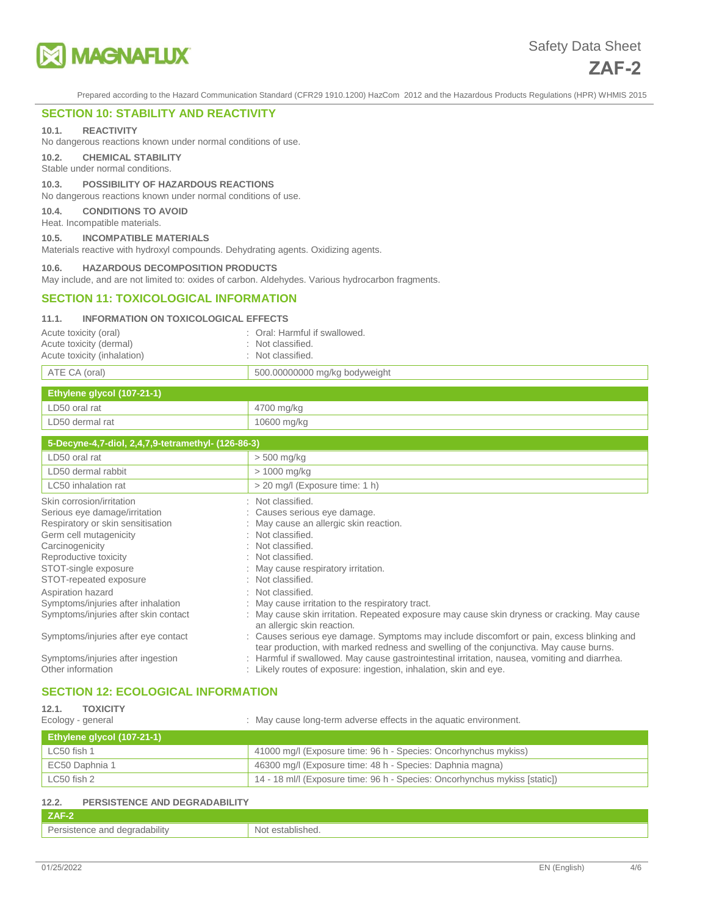## SECTION 10: STABILITY AND REACTIVITY

### 10.1. REACTIVITY

No dangerous reactions known under normal conditions of use.

### 10.2. CHEMICAL STABILITY

Stable under normal conditions.

### 10.3. POSSIBILITY OF HAZARDOUS REACTIONS

No dangerous reactions known under normal conditions of use.

### 10.4. CONDITIONS TO AVOID

Heat. Incompatible materials.

### 10.5. INCOMPATIBLE MATERIALS

Materials reactive with hydroxyl compounds. Dehydrating agents. Oxidizing agents.

### 10.6. HAZARDOUS DECOMPOSITION PRODUCTS

May include, and are not limited to: oxides of carbon. Aldehydes. Various hydrocarbon fragments.

## SECTION 11: TOXICOLOGICAL INFORMATION

### 11.1. INFORMATION ON TOXICOLOGICAL EFFECTS

Acute toxicity (oral) : Oral: Harmful if swallowed.
Acute toxicity (dermal) : Not classified.
Acute toxicity (inhalation) : Not classified.

| ATE CA (oral) | 500.00000000 mg/kg bodyweight |
|---|---|

| Ethylene glycol (107-21-1) | |
|---|---|
| LD50 oral rat | 4700 mg/kg |
| LD50 dermal rat | 10600 mg/kg |

| 5-Decyne-4,7-diol, 2,4,7,9-tetramethyl- (126-86-3) | |
|---|---|
| LD50 oral rat | > 500 mg/kg |
| LD50 dermal rabbit | > 1000 mg/kg |
| LC50 inhalation rat | > 20 mg/l (Exposure time: 1 h) |

Skin corrosion/irritation : Not classified.
Serious eye damage/irritation : Causes serious eye damage.
Respiratory or skin sensitisation : May cause an allergic skin reaction.
Germ cell mutagenicity : Not classified.
Carcinogenicity : Not classified.
Reproductive toxicity : Not classified.
STOT-single exposure : May cause respiratory irritation.
STOT-repeated exposure : Not classified.
Aspiration hazard : Not classified.
Symptoms/injuries after inhalation : May cause irritation to the respiratory tract.
Symptoms/injuries after skin contact : May cause skin irritation. Repeated exposure may cause skin dryness or cracking. May cause an allergic skin reaction.
Symptoms/injuries after eye contact : Causes serious eye damage. Symptoms may include discomfort or pain, excess blinking and tear production, with marked redness and swelling of the conjunctiva. May cause burns.
Symptoms/injuries after ingestion : Harmful if swallowed. May cause gastrointestinal irritation, nausea, vomiting and diarrhea.
Other information : Likely routes of exposure: ingestion, inhalation, skin and eye.

## SECTION 12: ECOLOGICAL INFORMATION

### 12.1. TOXICITY

Ecology - general : May cause long-term adverse effects in the aquatic environment.

| Ethylene glycol (107-21-1) | |
|---|---|
| LC50 fish 1 | 41000 mg/l (Exposure time: 96 h - Species: Oncorhynchus mykiss) |
| EC50 Daphnia 1 | 46300 mg/l (Exposure time: 48 h - Species: Daphnia magna) |
| LC50 fish 2 | 14 - 18 ml/l (Exposure time: 96 h - Species: Oncorhynchus mykiss [static]) |

### 12.2. PERSISTENCE AND DEGRADABILITY

| ZAF-2 | |
|---|---|
| Persistence and degradability | Not established. |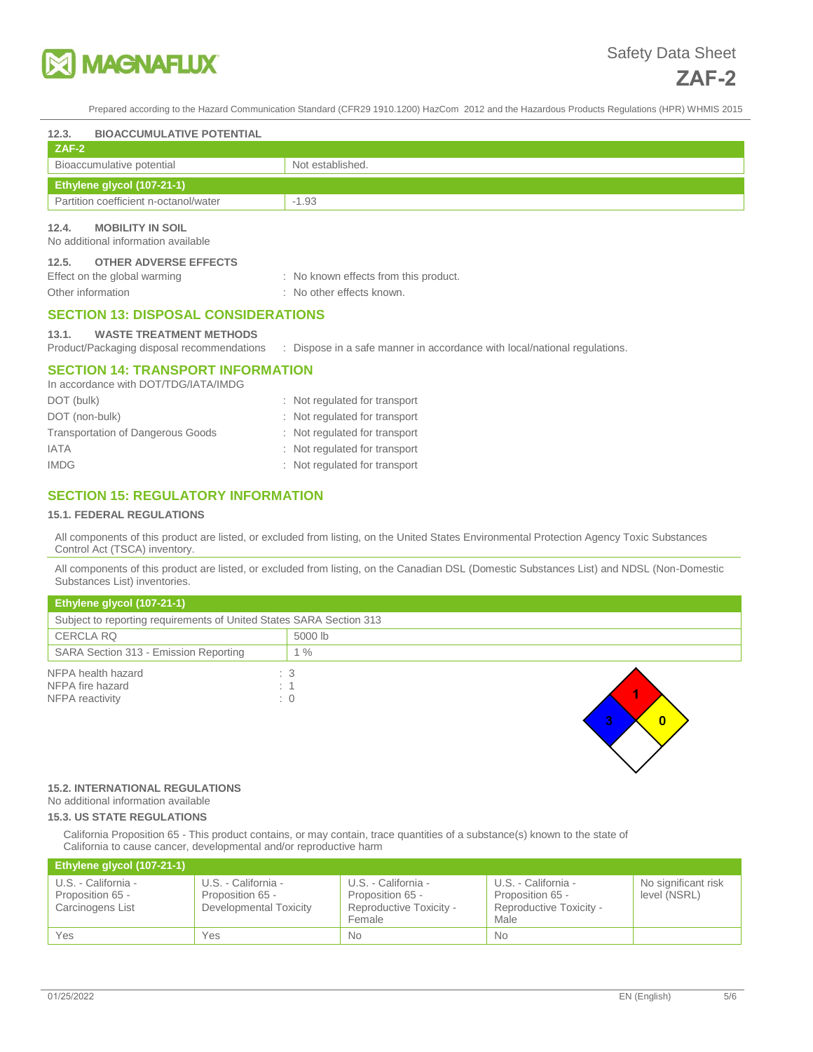### 12.3. BIOACCUMULATIVE POTENTIAL

| ZAF-2 | |
|---|---|
| Bioaccumulative potential | Not established. |

| Ethylene glycol (107-21-1) | |
|---|---|
| Partition coefficient n-octanol/water | -1.93 |

### 12.4. MOBILITY IN SOIL

No additional information available

### 12.5. OTHER ADVERSE EFFECTS

Effect on the global warming : No known effects from this product.

Other information : No other effects known.

## SECTION 13: DISPOSAL CONSIDERATIONS

### 13.1. WASTE TREATMENT METHODS

Product/Packaging disposal recommendations : Dispose in a safe manner in accordance with local/national regulations.

## SECTION 14: TRANSPORT INFORMATION

In accordance with DOT/TDG/IATA/IMDG

DOT (bulk) : Not regulated for transport

DOT (non-bulk) : Not regulated for transport

Transportation of Dangerous Goods : Not regulated for transport

IATA : Not regulated for transport

IMDG : Not regulated for transport

## SECTION 15: REGULATORY INFORMATION

### 15.1. FEDERAL REGULATIONS

All components of this product are listed, or excluded from listing, on the United States Environmental Protection Agency Toxic Substances Control Act (TSCA) inventory.

All components of this product are listed, or excluded from listing, on the Canadian DSL (Domestic Substances List) and NDSL (Non-Domestic Substances List) inventories.

| Ethylene glycol (107-21-1) | |
|---|---|
| Subject to reporting requirements of United States SARA Section 313 | |
| CERCLA RQ | 5000 lb |
| SARA Section 313 - Emission Reporting | 1 % |

NFPA health hazard : 3

NFPA fire hazard : 1

NFPA reactivity : 0

### 15.2. INTERNATIONAL REGULATIONS

No additional information available

### 15.3. US STATE REGULATIONS

California Proposition 65 - This product contains, or may contain, trace quantities of a substance(s) known to the state of California to cause cancer, developmental and/or reproductive harm

| Ethylene glycol (107-21-1) | | | | |
|---|---|---|---|---|
| U.S. - California - Proposition 65 - Carcinogens List | U.S. - California - Proposition 65 - Developmental Toxicity | U.S. - California - Proposition 65 - Reproductive Toxicity - Female | U.S. - California - Proposition 65 - Reproductive Toxicity - Male | No significant risk level (NSRL) |
| Yes | Yes | No | No | |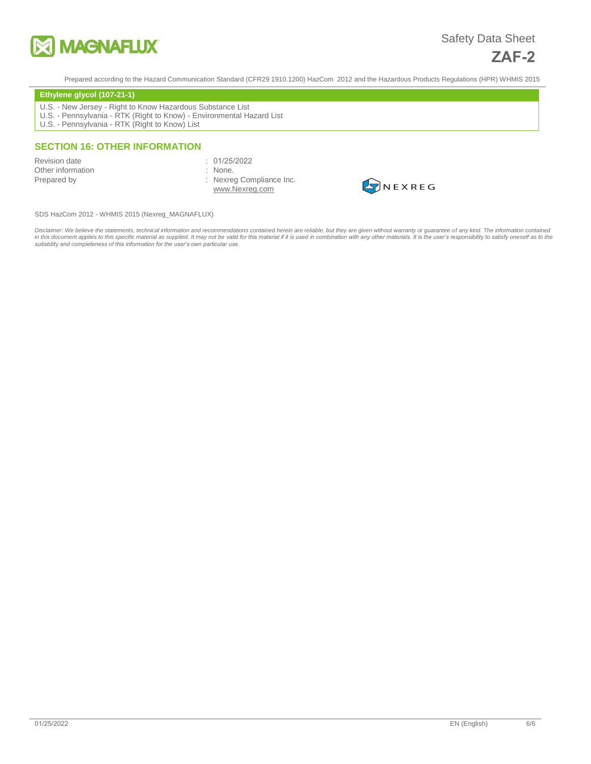**Ethylene glycol (107-21-1)**

U.S. - New Jersey - Right to Know Hazardous Substance List
U.S. - Pennsylvania - RTK (Right to Know) - Environmental Hazard List
U.S. - Pennsylvania - RTK (Right to Know) List

## SECTION 16: OTHER INFORMATION

| | |
|---|---|
| Revision date | : 01/25/2022 |
| Other information | : None. |
| Prepared by | : Nexreg Compliance Inc. www.Nexreg.com |

SDS HazCom 2012 - WHMIS 2015 (Nexreg_MAGNAFLUX)

*Disclaimer: We believe the statements, technical information and recommendations contained herein are reliable, but they are given without warranty or guarantee of any kind. The information contained in this document applies to this specific material as supplied. It may not be valid for this material if it is used in combination with any other materials. It is the user's responsibility to satisfy oneself as to the suitability and completeness of this information for the user's own particular use.*